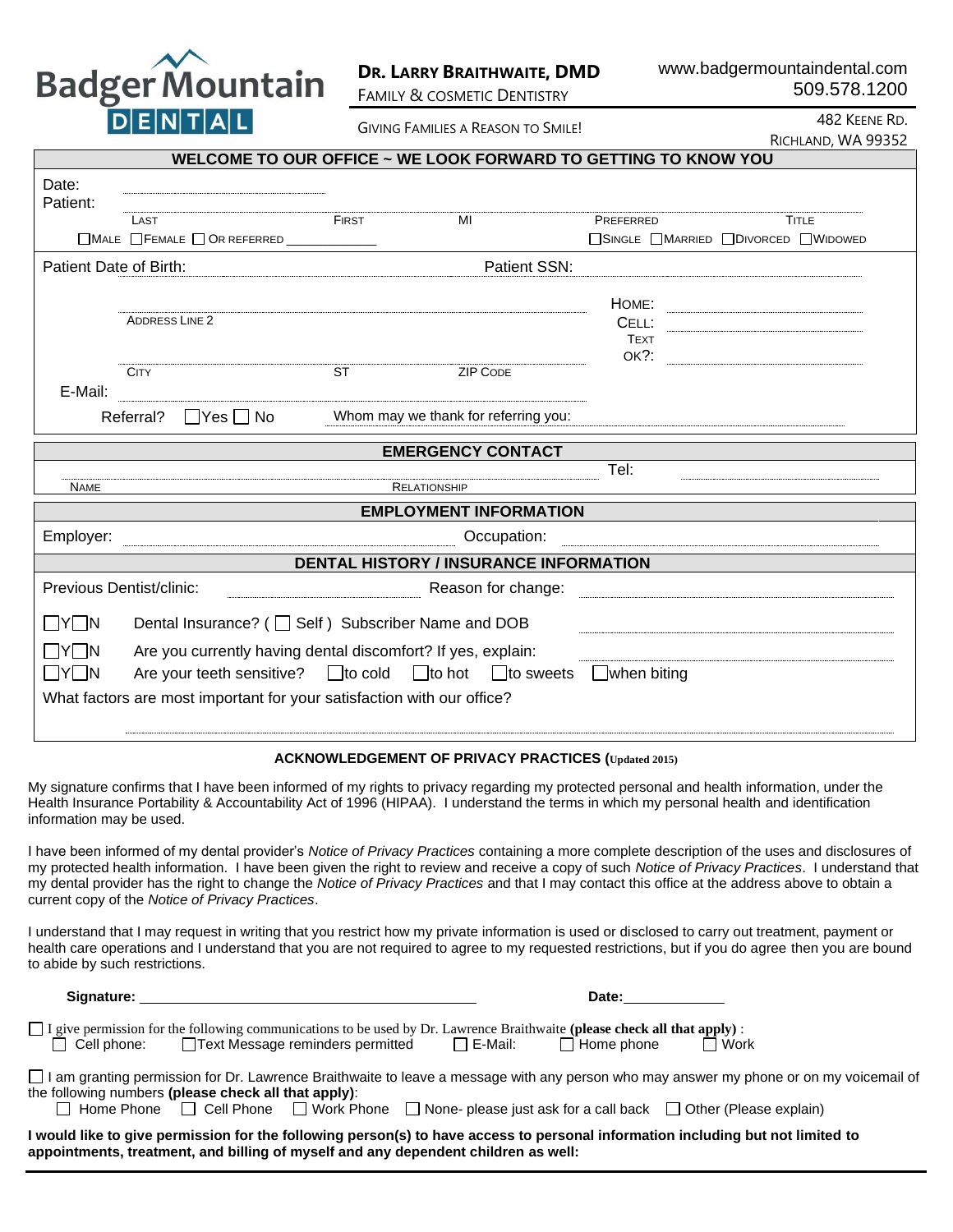# Badger Mountain DENTAL

**DR. LARRY BRAITHWAITE, DMD**
FAMILY & COSMETIC DENTISTRY

GIVING FAMILIES A REASON TO SMILE!

www.badgermountaindental.com
509.578.1200

482 KEENE RD.
RICHLAND, WA 99352

## WELCOME TO OUR OFFICE ~ WE LOOK FORWARD TO GETTING TO KNOW YOU

Date: ____________________

Patient: ____________________________________________________________
LAST   FIRST   MI   PREFERRED   TITLE

☐ MALE ☐ FEMALE ☐ OR REFERRED ________   ☐ SINGLE ☐ MARRIED ☐ DIVORCED ☐ WIDOWED

Patient Date of Birth: ____________________ Patient SSN: ____________________

____________________________________________ HOME: ____________________
ADDRESS LINE 2   CELL: ____________________
TEXT OK?: ____________________

____________________________________________
CITY   ST   ZIP CODE

E-Mail: ____________________________________________

Referral? ☐ Yes ☐ No   Whom may we thank for referring you: ____________________

## EMERGENCY CONTACT

____________________________________________ Tel: ____________________
NAME   RELATIONSHIP

## EMPLOYMENT INFORMATION

Employer: ____________________ Occupation: ____________________

## DENTAL HISTORY / INSURANCE INFORMATION

Previous Dentist/clinic: ____________________ Reason for change: ____________________

☐Y☐N Dental Insurance? ( ☐ Self ) Subscriber Name and DOB ____________________

☐Y☐N Are you currently having dental discomfort? If yes, explain: ____________________

☐Y☐N Are your teeth sensitive? ☐ to cold ☐ to hot ☐ to sweets ☐ when biting

What factors are most important for your satisfaction with our office?

____________________________________________

### ACKNOWLEDGEMENT OF PRIVACY PRACTICES (Updated 2015)

My signature confirms that I have been informed of my rights to privacy regarding my protected personal and health information, under the Health Insurance Portability & Accountability Act of 1996 (HIPAA). I understand the terms in which my personal health and identification information may be used.

I have been informed of my dental provider's *Notice of Privacy Practices* containing a more complete description of the uses and disclosures of my protected health information. I have been given the right to review and receive a copy of such *Notice of Privacy Practices*. I understand that my dental provider has the right to change the *Notice of Privacy Practices* and that I may contact this office at the address above to obtain a current copy of the *Notice of Privacy Practices*.

I understand that I may request in writing that you restrict how my private information is used or disclosed to carry out treatment, payment or health care operations and I understand that you are not required to agree to my requested restrictions, but if you do agree then you are bound to abide by such restrictions.

**Signature:** ____________________________________________ **Date:** ____________

☐ I give permission for the following communications to be used by Dr. Lawrence Braithwaite **(please check all that apply)** :
☐ Cell phone: ☐ Text Message reminders permitted ☐ E-Mail: ☐ Home phone ☐ Work

☐ I am granting permission for Dr. Lawrence Braithwaite to leave a message with any person who may answer my phone or on my voicemail of the following numbers **(please check all that apply)**:
☐ Home Phone ☐ Cell Phone ☐ Work Phone ☐ None- please just ask for a call back ☐ Other (Please explain)

**I would like to give permission for the following person(s) to have access to personal information including but not limited to appointments, treatment, and billing of myself and any dependent children as well:**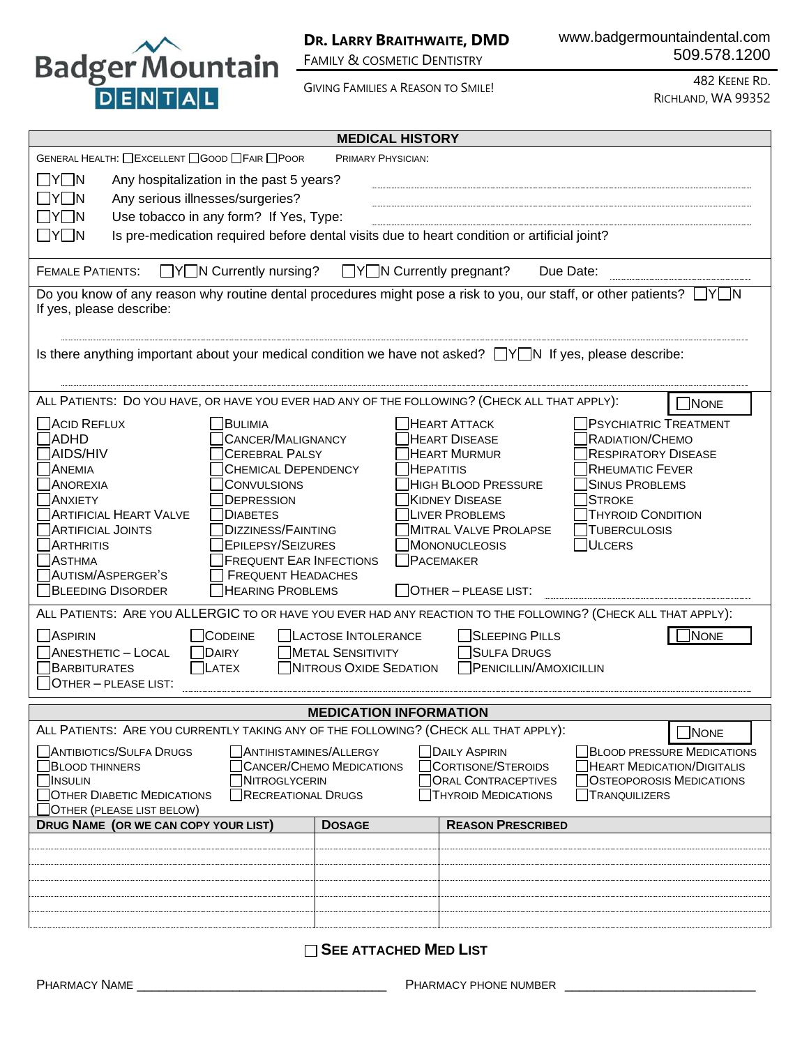Badger Mountain DENTAL

**DR. LARRY BRAITHWAITE, DMD**
FAMILY & COSMETIC DENTISTRY
GIVING FAMILIES A REASON TO SMILE!

www.badgermountaindental.com
509.578.1200
482 KEENE RD.
RICHLAND, WA 99352

## MEDICAL HISTORY

GENERAL HEALTH: ☐EXCELLENT ☐GOOD ☐FAIR ☐POOR PRIMARY PHYSICIAN:

☐Y☐N Any hospitalization in the past 5 years? ____________________

☐Y☐N Any serious illnesses/surgeries? ____________________

☐Y☐N Use tobacco in any form? If Yes, Type: ____________________

☐Y☐N Is pre-medication required before dental visits due to heart condition or artificial joint?

FEMALE PATIENTS: ☐Y☐N Currently nursing? ☐Y☐N Currently pregnant? Due Date: ____________________

Do you know of any reason why routine dental procedures might pose a risk to you, our staff, or other patients? ☐Y☐N
If yes, please describe:

____________________

Is there anything important about your medical condition we have not asked? ☐Y☐N If yes, please describe:

____________________

ALL PATIENTS: DO YOU HAVE, OR HAVE YOU EVER HAD ANY OF THE FOLLOWING? (CHECK ALL THAT APPLY): ☐NONE

| | | | |
|---|---|---|---|
| ☐ACID REFLUX | ☐BULIMIA | ☐HEART ATTACK | ☐PSYCHIATRIC TREATMENT |
| ☐ADHD | ☐CANCER/MALIGNANCY | ☐HEART DISEASE | ☐RADIATION/CHEMO |
| ☐AIDS/HIV | ☐CEREBRAL PALSY | ☐HEART MURMUR | ☐RESPIRATORY DISEASE |
| ☐ANEMIA | ☐CHEMICAL DEPENDENCY | ☐HEPATITIS | ☐RHEUMATIC FEVER |
| ☐ANOREXIA | ☐CONVULSIONS | ☐HIGH BLOOD PRESSURE | ☐SINUS PROBLEMS |
| ☐ANXIETY | ☐DEPRESSION | ☐KIDNEY DISEASE | ☐STROKE |
| ☐ARTIFICIAL HEART VALVE | ☐DIABETES | ☐LIVER PROBLEMS | ☐THYROID CONDITION |
| ☐ARTIFICIAL JOINTS | ☐DIZZINESS/FAINTING | ☐MITRAL VALVE PROLAPSE | ☐TUBERCULOSIS |
| ☐ARTHRITIS | ☐EPILEPSY/SEIZURES | ☐MONONUCLEOSIS | ☐ULCERS |
| ☐ASTHMA | ☐FREQUENT EAR INFECTIONS | ☐PACEMAKER | |
| ☐AUTISM/ASPERGER'S | ☐FREQUENT HEADACHES | | |
| ☐BLEEDING DISORDER | ☐HEARING PROBLEMS | ☐OTHER – PLEASE LIST: ____________ | |

ALL PATIENTS: ARE YOU ALLERGIC TO OR HAVE YOU EVER HAD ANY REACTION TO THE FOLLOWING? (CHECK ALL THAT APPLY): ☐NONE

| | | | |
|---|---|---|---|
| ☐ASPIRIN | ☐CODEINE | ☐LACTOSE INTOLERANCE | ☐SLEEPING PILLS |
| ☐ANESTHETIC – LOCAL | ☐DAIRY | ☐METAL SENSITIVITY | ☐SULFA DRUGS |
| ☐BARBITURATES | ☐LATEX | ☐NITROUS OXIDE SEDATION | ☐PENICILLIN/AMOXICILLIN |

☐OTHER – PLEASE LIST: ____________________

## MEDICATION INFORMATION

ALL PATIENTS: ARE YOU CURRENTLY TAKING ANY OF THE FOLLOWING? (CHECK ALL THAT APPLY): ☐NONE

| | | | |
|---|---|---|---|
| ☐ANTIBIOTICS/SULFA DRUGS | ☐ANTIHISTAMINES/ALLERGY | ☐DAILY ASPIRIN | ☐BLOOD PRESSURE MEDICATIONS |
| ☐BLOOD THINNERS | ☐CANCER/CHEMO MEDICATIONS | ☐CORTISONE/STEROIDS | ☐HEART MEDICATION/DIGITALIS |
| ☐INSULIN | ☐NITROGLYCERIN | ☐ORAL CONTRACEPTIVES | ☐OSTEOPOROSIS MEDICATIONS |
| ☐OTHER DIABETIC MEDICATIONS | ☐RECREATIONAL DRUGS | ☐THYROID MEDICATIONS | ☐TRANQUILIZERS |
| ☐OTHER (PLEASE LIST BELOW) | | | |

| DRUG NAME (OR WE CAN COPY YOUR LIST) | DOSAGE | REASON PRESCRIBED |
|---|---|---|
| | | |
| | | |
| | | |
| | | |
| | | |
| | | |

☐ **SEE ATTACHED MED LIST**

PHARMACY NAME ____________________ PHARMACY PHONE NUMBER ____________________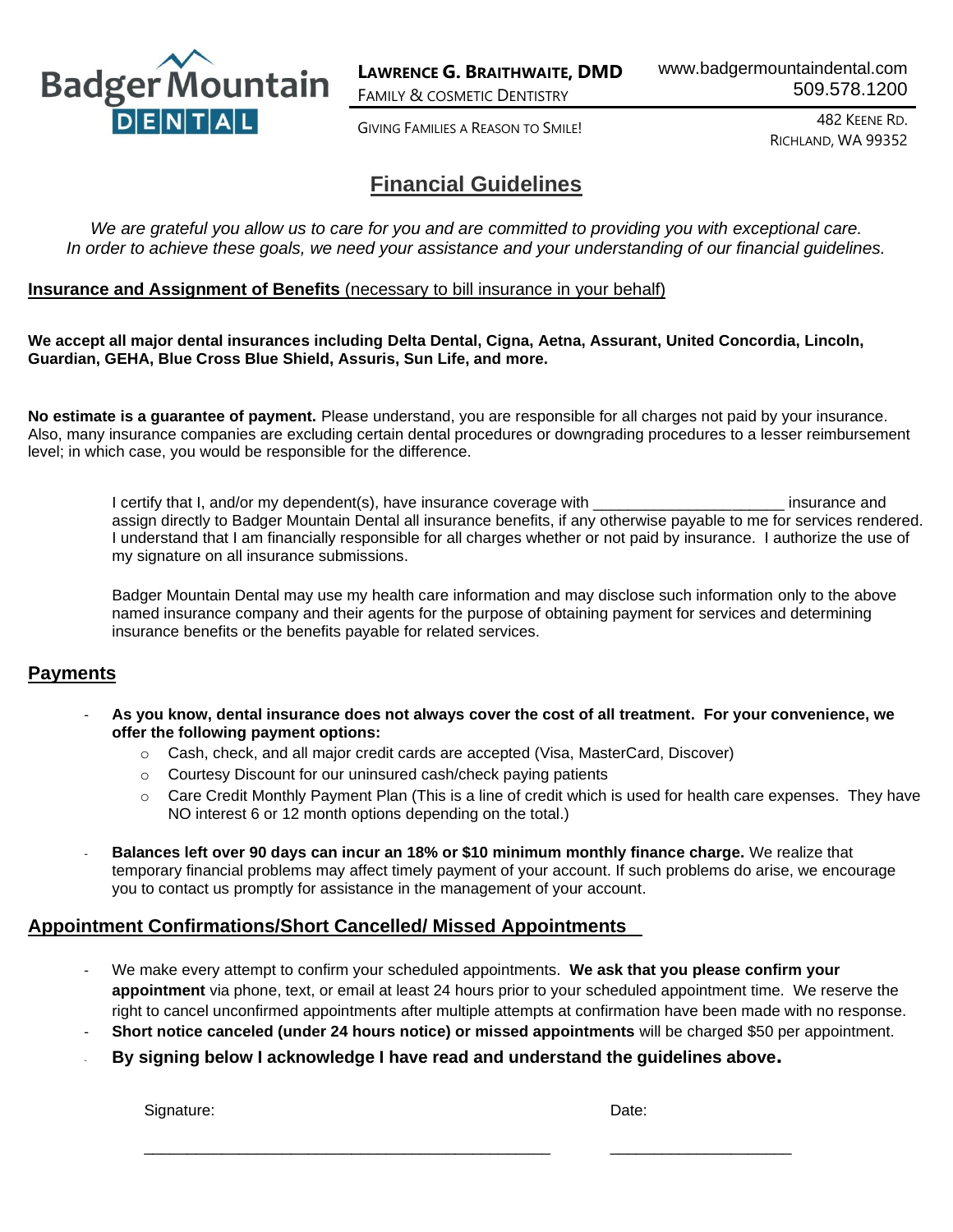**Badger Mountain DENTAL**

**LAWRENCE G. BRAITHWAITE, DMD**
FAMILY & COSMETIC DENTISTRY
GIVING FAMILIES A REASON TO SMILE!

www.badgermountaindental.com
509.578.1200
482 KEENE RD.
RICHLAND, WA 99352

# Financial Guidelines

*We are grateful you allow us to care for you and are committed to providing you with exceptional care. In order to achieve these goals, we need your assistance and your understanding of our financial guidelines.*

## Insurance and Assignment of Benefits (necessary to bill insurance in your behalf)

**We accept all major dental insurances including Delta Dental, Cigna, Aetna, Assurant, United Concordia, Lincoln, Guardian, GEHA, Blue Cross Blue Shield, Assuris, Sun Life, and more.**

**No estimate is a guarantee of payment.** Please understand, you are responsible for all charges not paid by your insurance. Also, many insurance companies are excluding certain dental procedures or downgrading procedures to a lesser reimbursement level; in which case, you would be responsible for the difference.

I certify that I, and/or my dependent(s), have insurance coverage with ______________________ insurance and assign directly to Badger Mountain Dental all insurance benefits, if any otherwise payable to me for services rendered. I understand that I am financially responsible for all charges whether or not paid by insurance. I authorize the use of my signature on all insurance submissions.

Badger Mountain Dental may use my health care information and may disclose such information only to the above named insurance company and their agents for the purpose of obtaining payment for services and determining insurance benefits or the benefits payable for related services.

## Payments

- **As you know, dental insurance does not always cover the cost of all treatment. For your convenience, we offer the following payment options:**
  - Cash, check, and all major credit cards are accepted (Visa, MasterCard, Discover)
  - Courtesy Discount for our uninsured cash/check paying patients
  - Care Credit Monthly Payment Plan (This is a line of credit which is used for health care expenses. They have NO interest 6 or 12 month options depending on the total.)
- **Balances left over 90 days can incur an 18% or $10 minimum monthly finance charge.** We realize that temporary financial problems may affect timely payment of your account. If such problems do arise, we encourage you to contact us promptly for assistance in the management of your account.

## Appointment Confirmations/Short Cancelled/ Missed Appointments

- We make every attempt to confirm your scheduled appointments. **We ask that you please confirm your appointment** via phone, text, or email at least 24 hours prior to your scheduled appointment time. We reserve the right to cancel unconfirmed appointments after multiple attempts at confirmation have been made with no response.
- **Short notice canceled (under 24 hours notice) or missed appointments** will be charged $50 per appointment.
- **By signing below I acknowledge I have read and understand the guidelines above.**

Signature: ______________________________________________

Date: ____________________